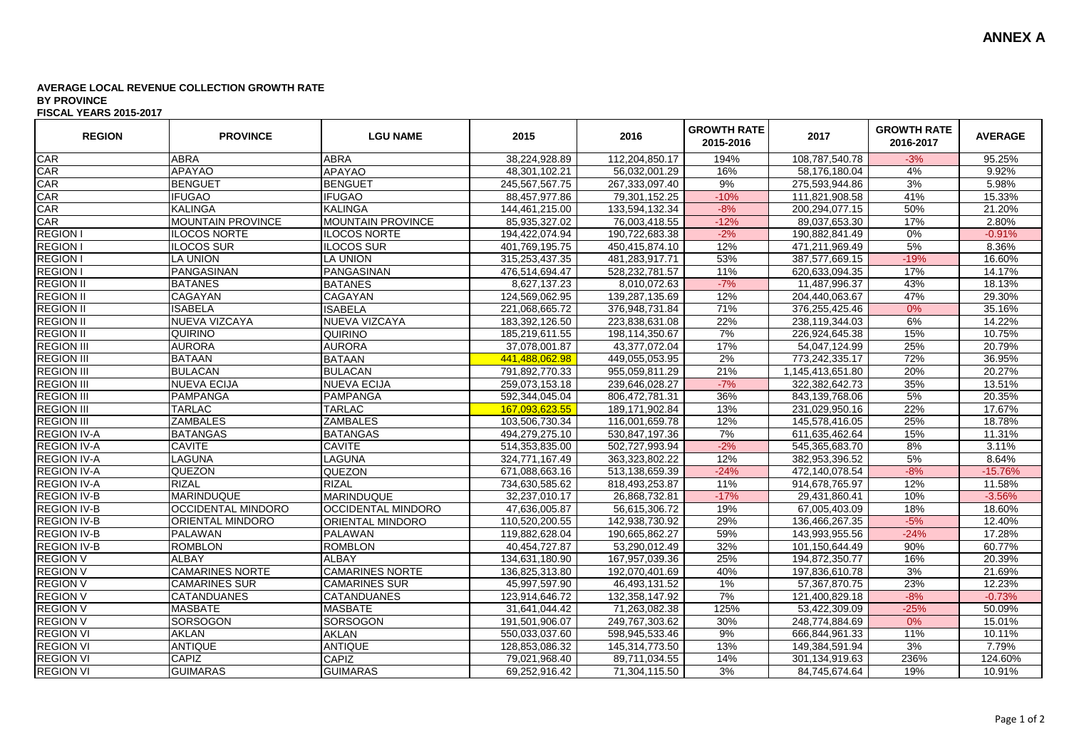# ANNEX A

**AVERAGE LOCAL REVENUE COLLECTION GROWTH RATE**
**BY PROVINCE**
**FISCAL YEARS 2015-2017**

| REGION | PROVINCE | LGU NAME | 2015 | 2016 | GROWTH RATE 2015-2016 | 2017 | GROWTH RATE 2016-2017 | AVERAGE |
|---|---|---|---|---|---|---|---|---|
| CAR | ABRA | ABRA | 38,224,928.89 | 112,204,850.17 | 194% | 108,787,540.78 | -3% | 95.25% |
| CAR | APAYAO | APAYAO | 48,301,102.21 | 56,032,001.29 | 16% | 58,176,180.04 | 4% | 9.92% |
| CAR | BENGUET | BENGUET | 245,567,567.75 | 267,333,097.40 | 9% | 275,593,944.86 | 3% | 5.98% |
| CAR | IFUGAO | IFUGAO | 88,457,977.86 | 79,301,152.25 | -10% | 111,821,908.58 | 41% | 15.33% |
| CAR | KALINGA | KALINGA | 144,461,215.00 | 133,594,132.34 | -8% | 200,294,077.15 | 50% | 21.20% |
| CAR | MOUNTAIN PROVINCE | MOUNTAIN PROVINCE | 85,935,327.02 | 76,003,418.55 | -12% | 89,037,653.30 | 17% | 2.80% |
| REGION I | ILOCOS NORTE | ILOCOS NORTE | 194,422,074.94 | 190,722,683.38 | -2% | 190,882,841.49 | 0% | -0.91% |
| REGION I | ILOCOS SUR | ILOCOS SUR | 401,769,195.75 | 450,415,874.10 | 12% | 471,211,969.49 | 5% | 8.36% |
| REGION I | LA UNION | LA UNION | 315,253,437.35 | 481,283,917.71 | 53% | 387,577,669.15 | -19% | 16.60% |
| REGION I | PANGASINAN | PANGASINAN | 476,514,694.47 | 528,232,781.57 | 11% | 620,633,094.35 | 17% | 14.17% |
| REGION II | BATANES | BATANES | 8,627,137.23 | 8,010,072.63 | -7% | 11,487,996.37 | 43% | 18.13% |
| REGION II | CAGAYAN | CAGAYAN | 124,569,062.95 | 139,287,135.69 | 12% | 204,440,063.67 | 47% | 29.30% |
| REGION II | ISABELA | ISABELA | 221,068,665.72 | 376,948,731.84 | 71% | 376,255,425.46 | 0% | 35.16% |
| REGION II | NUEVA VIZCAYA | NUEVA VIZCAYA | 183,392,126.50 | 223,838,631.08 | 22% | 238,119,344.03 | 6% | 14.22% |
| REGION II | QUIRINO | QUIRINO | 185,219,611.55 | 198,114,350.67 | 7% | 226,924,645.38 | 15% | 10.75% |
| REGION III | AURORA | AURORA | 37,078,001.87 | 43,377,072.04 | 17% | 54,047,124.99 | 25% | 20.79% |
| REGION III | BATAAN | BATAAN | 441,488,062.98 | 449,055,053.95 | 2% | 773,242,335.17 | 72% | 36.95% |
| REGION III | BULACAN | BULACAN | 791,892,770.33 | 955,059,811.29 | 21% | 1,145,413,651.80 | 20% | 20.27% |
| REGION III | NUEVA ECIJA | NUEVA ECIJA | 259,073,153.18 | 239,646,028.27 | -7% | 322,382,642.73 | 35% | 13.51% |
| REGION III | PAMPANGA | PAMPANGA | 592,344,045.04 | 806,472,781.31 | 36% | 843,139,768.06 | 5% | 20.35% |
| REGION III | TARLAC | TARLAC | 167,093,623.55 | 189,171,902.84 | 13% | 231,029,950.16 | 22% | 17.67% |
| REGION III | ZAMBALES | ZAMBALES | 103,506,730.34 | 116,001,659.78 | 12% | 145,578,416.05 | 25% | 18.78% |
| REGION IV-A | BATANGAS | BATANGAS | 494,279,275.10 | 530,847,197.36 | 7% | 611,635,462.64 | 15% | 11.31% |
| REGION IV-A | CAVITE | CAVITE | 514,353,835.00 | 502,727,993.94 | -2% | 545,365,683.70 | 8% | 3.11% |
| REGION IV-A | LAGUNA | LAGUNA | 324,771,167.49 | 363,323,802.22 | 12% | 382,953,396.52 | 5% | 8.64% |
| REGION IV-A | QUEZON | QUEZON | 671,088,663.16 | 513,138,659.39 | -24% | 472,140,078.54 | -8% | -15.76% |
| REGION IV-A | RIZAL | RIZAL | 734,630,585.62 | 818,493,253.87 | 11% | 914,678,765.97 | 12% | 11.58% |
| REGION IV-B | MARINDUQUE | MARINDUQUE | 32,237,010.17 | 26,868,732.81 | -17% | 29,431,860.41 | 10% | -3.56% |
| REGION IV-B | OCCIDENTAL MINDORO | OCCIDENTAL MINDORO | 47,636,005.87 | 56,615,306.72 | 19% | 67,005,403.09 | 18% | 18.60% |
| REGION IV-B | ORIENTAL MINDORO | ORIENTAL MINDORO | 110,520,200.55 | 142,938,730.92 | 29% | 136,466,267.35 | -5% | 12.40% |
| REGION IV-B | PALAWAN | PALAWAN | 119,882,628.04 | 190,665,862.27 | 59% | 143,993,955.56 | -24% | 17.28% |
| REGION IV-B | ROMBLON | ROMBLON | 40,454,727.87 | 53,290,012.49 | 32% | 101,150,644.49 | 90% | 60.77% |
| REGION V | ALBAY | ALBAY | 134,631,180.90 | 167,957,039.36 | 25% | 194,872,350.77 | 16% | 20.39% |
| REGION V | CAMARINES NORTE | CAMARINES NORTE | 136,825,313.80 | 192,070,401.69 | 40% | 197,836,610.78 | 3% | 21.69% |
| REGION V | CAMARINES SUR | CAMARINES SUR | 45,997,597.90 | 46,493,131.52 | 1% | 57,367,870.75 | 23% | 12.23% |
| REGION V | CATANDUANES | CATANDUANES | 123,914,646.72 | 132,358,147.92 | 7% | 121,400,829.18 | -8% | -0.73% |
| REGION V | MASBATE | MASBATE | 31,641,044.42 | 71,263,082.38 | 125% | 53,422,309.09 | -25% | 50.09% |
| REGION V | SORSOGON | SORSOGON | 191,501,906.07 | 249,767,303.62 | 30% | 248,774,884.69 | 0% | 15.01% |
| REGION VI | AKLAN | AKLAN | 550,033,037.60 | 598,945,533.46 | 9% | 666,844,961.33 | 11% | 10.11% |
| REGION VI | ANTIQUE | ANTIQUE | 128,853,086.32 | 145,314,773.50 | 13% | 149,384,591.94 | 3% | 7.79% |
| REGION VI | CAPIZ | CAPIZ | 79,021,968.40 | 89,711,034.55 | 14% | 301,134,919.63 | 236% | 124.60% |
| REGION VI | GUIMARAS | GUIMARAS | 69,252,916.42 | 71,304,115.50 | 3% | 84,745,674.64 | 19% | 10.91% |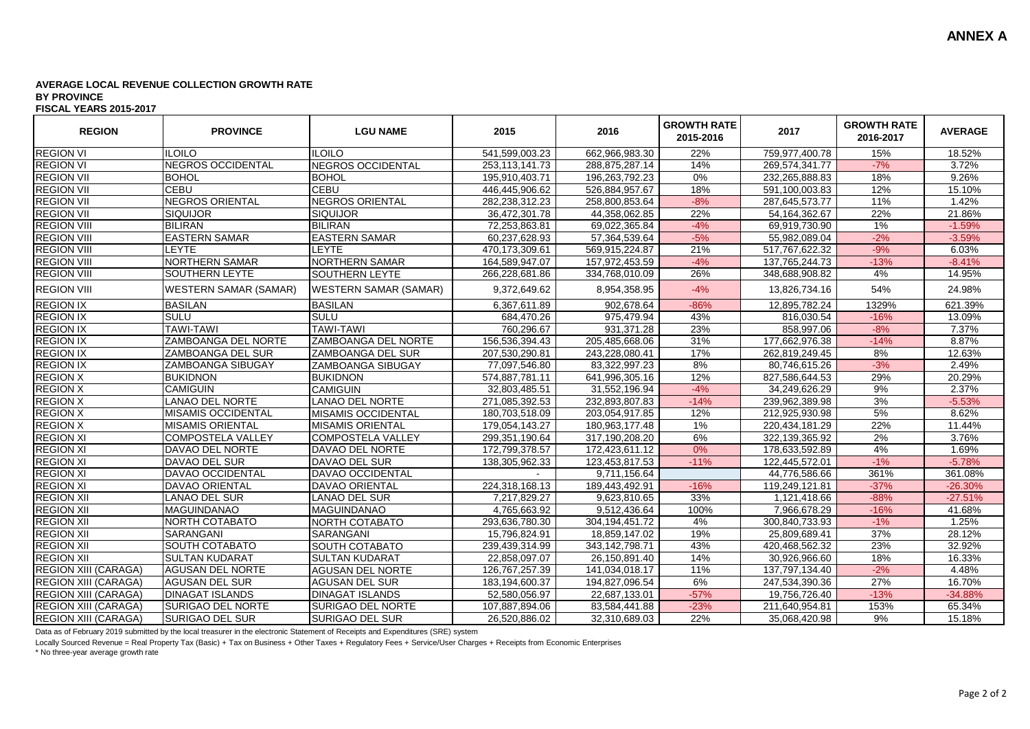**ANNEX A**

**AVERAGE LOCAL REVENUE COLLECTION GROWTH RATE**
**BY PROVINCE**
**FISCAL YEARS 2015-2017**

| REGION | PROVINCE | LGU NAME | 2015 | 2016 | GROWTH RATE 2015-2016 | 2017 | GROWTH RATE 2016-2017 | AVERAGE |
|---|---|---|---|---|---|---|---|---|
| REGION VI | ILOILO | ILOILO | 541,599,003.23 | 662,966,983.30 | 22% | 759,977,400.78 | 15% | 18.52% |
| REGION VI | NEGROS OCCIDENTAL | NEGROS OCCIDENTAL | 253,113,141.73 | 288,875,287.14 | 14% | 269,574,341.77 | -7% | 3.72% |
| REGION VII | BOHOL | BOHOL | 195,910,403.71 | 196,263,792.23 | 0% | 232,265,888.83 | 18% | 9.26% |
| REGION VII | CEBU | CEBU | 446,445,906.62 | 526,884,957.67 | 18% | 591,100,003.83 | 12% | 15.10% |
| REGION VII | NEGROS ORIENTAL | NEGROS ORIENTAL | 282,238,312.23 | 258,800,853.64 | -8% | 287,645,573.77 | 11% | 1.42% |
| REGION VII | SIQUIJOR | SIQUIJOR | 36,472,301.78 | 44,358,062.85 | 22% | 54,164,362.67 | 22% | 21.86% |
| REGION VIII | BILIRAN | BILIRAN | 72,253,863.81 | 69,022,365.84 | -4% | 69,919,730.90 | 1% | -1.59% |
| REGION VIII | EASTERN SAMAR | EASTERN SAMAR | 60,237,628.93 | 57,364,539.64 | -5% | 55,982,089.04 | -2% | -3.59% |
| REGION VIII | LEYTE | LEYTE | 470,173,309.61 | 569,915,224.87 | 21% | 517,767,622.32 | -9% | 6.03% |
| REGION VIII | NORTHERN SAMAR | NORTHERN SAMAR | 164,589,947.07 | 157,972,453.59 | -4% | 137,765,244.73 | -13% | -8.41% |
| REGION VIII | SOUTHERN LEYTE | SOUTHERN LEYTE | 266,228,681.86 | 334,768,010.09 | 26% | 348,688,908.82 | 4% | 14.95% |
| REGION VIII | WESTERN SAMAR (SAMAR) | WESTERN SAMAR (SAMAR) | 9,372,649.62 | 8,954,358.95 | -4% | 13,826,734.16 | 54% | 24.98% |
| REGION IX | BASILAN | BASILAN | 6,367,611.89 | 902,678.64 | -86% | 12,895,782.24 | 1329% | 621.39% |
| REGION IX | SULU | SULU | 684,470.26 | 975,479.94 | 43% | 816,030.54 | -16% | 13.09% |
| REGION IX | TAWI-TAWI | TAWI-TAWI | 760,296.67 | 931,371.28 | 23% | 858,997.06 | -8% | 7.37% |
| REGION IX | ZAMBOANGA DEL NORTE | ZAMBOANGA DEL NORTE | 156,536,394.43 | 205,485,668.06 | 31% | 177,662,976.38 | -14% | 8.87% |
| REGION IX | ZAMBOANGA DEL SUR | ZAMBOANGA DEL SUR | 207,530,290.81 | 243,228,080.41 | 17% | 262,819,249.45 | 8% | 12.63% |
| REGION IX | ZAMBOANGA SIBUGAY | ZAMBOANGA SIBUGAY | 77,097,546.80 | 83,322,997.23 | 8% | 80,746,615.26 | -3% | 2.49% |
| REGION X | BUKIDNON | BUKIDNON | 574,887,781.11 | 641,996,305.16 | 12% | 827,586,644.53 | 29% | 20.29% |
| REGION X | CAMIGUIN | CAMIGUIN | 32,803,485.51 | 31,552,196.94 | -4% | 34,249,626.29 | 9% | 2.37% |
| REGION X | LANAO DEL NORTE | LANAO DEL NORTE | 271,085,392.53 | 232,893,807.83 | -14% | 239,962,389.98 | 3% | -5.53% |
| REGION X | MISAMIS OCCIDENTAL | MISAMIS OCCIDENTAL | 180,703,518.09 | 203,054,917.85 | 12% | 212,925,930.98 | 5% | 8.62% |
| REGION X | MISAMIS ORIENTAL | MISAMIS ORIENTAL | 179,054,143.27 | 180,963,177.48 | 1% | 220,434,181.29 | 22% | 11.44% |
| REGION XI | COMPOSTELA VALLEY | COMPOSTELA VALLEY | 299,351,190.64 | 317,190,208.20 | 6% | 322,139,365.92 | 2% | 3.76% |
| REGION XI | DAVAO DEL NORTE | DAVAO DEL NORTE | 172,799,378.57 | 172,423,611.12 | 0% | 178,633,592.89 | 4% | 1.69% |
| REGION XI | DAVAO DEL SUR | DAVAO DEL SUR | 138,305,962.33 | 123,453,817.53 | -11% | 122,445,572.01 | -1% | -5.78% |
| REGION XI | DAVAO OCCIDENTAL | DAVAO OCCIDENTAL | - | 9,711,156.64 | | 44,776,586.66 | 361% | 361.08% |
| REGION XI | DAVAO ORIENTAL | DAVAO ORIENTAL | 224,318,168.13 | 189,443,492.91 | -16% | 119,249,121.81 | -37% | -26.30% |
| REGION XII | LANAO DEL SUR | LANAO DEL SUR | 7,217,829.27 | 9,623,810.65 | 33% | 1,121,418.66 | -88% | -27.51% |
| REGION XII | MAGUINDANAO | MAGUINDANAO | 4,765,663.92 | 9,512,436.64 | 100% | 7,966,678.29 | -16% | 41.68% |
| REGION XII | NORTH COTABATO | NORTH COTABATO | 293,636,780.30 | 304,194,451.72 | 4% | 300,840,733.93 | -1% | 1.25% |
| REGION XII | SARANGANI | SARANGANI | 15,796,824.91 | 18,859,147.02 | 19% | 25,809,689.41 | 37% | 28.12% |
| REGION XII | SOUTH COTABATO | SOUTH COTABATO | 239,439,314.99 | 343,142,798.71 | 43% | 420,468,562.32 | 23% | 32.92% |
| REGION XII | SULTAN KUDARAT | SULTAN KUDARAT | 22,858,097.07 | 26,150,891.40 | 14% | 30,926,966.60 | 18% | 16.33% |
| REGION XIII (CARAGA) | AGUSAN DEL NORTE | AGUSAN DEL NORTE | 126,767,257.39 | 141,034,018.17 | 11% | 137,797,134.40 | -2% | 4.48% |
| REGION XIII (CARAGA) | AGUSAN DEL SUR | AGUSAN DEL SUR | 183,194,600.37 | 194,827,096.54 | 6% | 247,534,390.36 | 27% | 16.70% |
| REGION XIII (CARAGA) | DINAGAT ISLANDS | DINAGAT ISLANDS | 52,580,056.97 | 22,687,133.01 | -57% | 19,756,726.40 | -13% | -34.88% |
| REGION XIII (CARAGA) | SURIGAO DEL NORTE | SURIGAO DEL NORTE | 107,887,894.06 | 83,584,441.88 | -23% | 211,640,954.81 | 153% | 65.34% |
| REGION XIII (CARAGA) | SURIGAO DEL SUR | SURIGAO DEL SUR | 26,520,886.02 | 32,310,689.03 | 22% | 35,068,420.98 | 9% | 15.18% |

Data as of February 2019 submitted by the local treasurer in the electronic Statement of Receipts and Expenditures (SRE) system

Locally Sourced Revenue = Real Property Tax (Basic) + Tax on Business + Other Taxes + Regulatory Fees + Service/User Charges + Receipts from Economic Enterprises

* No three-year average growth rate